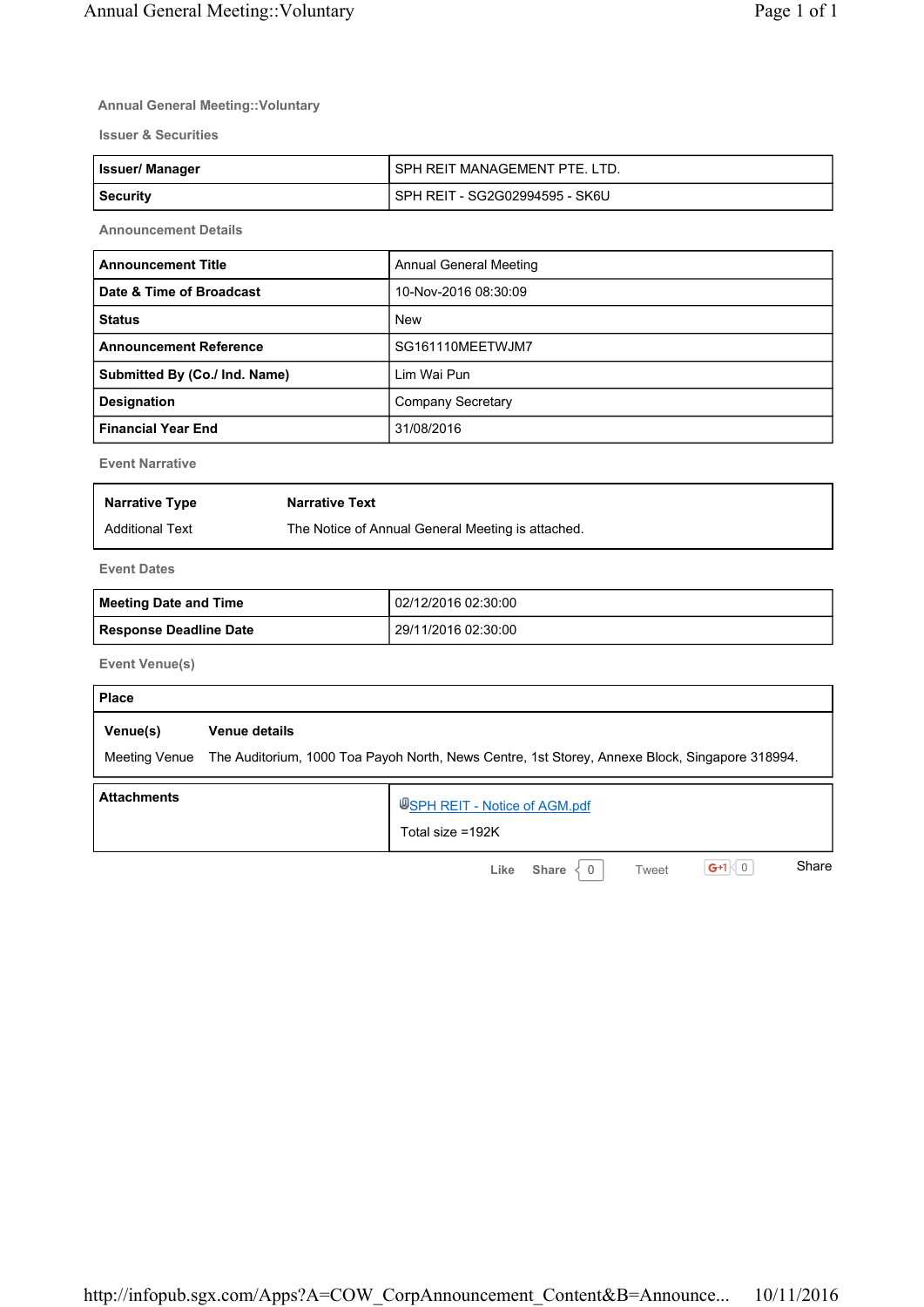# Annual General Meeting::Voluntary

## Issuer & Securities

| Issuer/ Manager | SPH REIT MANAGEMENT PTE. LTD. |
|---|---|
| Security | SPH REIT - SG2G02994595 - SK6U |

## Announcement Details

| Announcement Title | Annual General Meeting |
|---|---|
| Date & Time of Broadcast | 10-Nov-2016 08:30:09 |
| Status | New |
| Announcement Reference | SG161110MEETWJM7 |
| Submitted By (Co./ Ind. Name) | Lim Wai Pun |
| Designation | Company Secretary |
| Financial Year End | 31/08/2016 |

## Event Narrative

| Narrative Type | Narrative Text |
|---|---|
| Additional Text | The Notice of Annual General Meeting is attached. |

## Event Dates

| Meeting Date and Time | 02/12/2016 02:30:00 |
|---|---|
| Response Deadline Date | 29/11/2016 02:30:00 |

## Event Venue(s)

**Place**

| Venue(s) | Venue details |
|---|---|
| Meeting Venue | The Auditorium, 1000 Toa Payoh North, News Centre, 1st Storey, Annexe Block, Singapore 318994. |

| Attachments | SPH REIT - Notice of AGM.pdf<br>Total size =192K |
|---|---|

Like Share 0 Tweet G+1 0 Share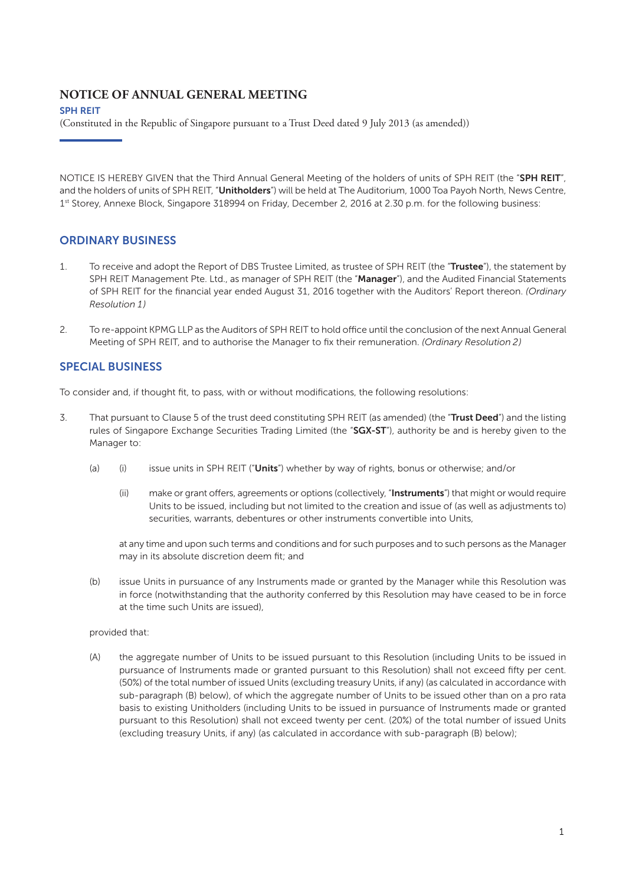# NOTICE OF ANNUAL GENERAL MEETING

**SPH REIT**

(Constituted in the Republic of Singapore pursuant to a Trust Deed dated 9 July 2013 (as amended))

NOTICE IS HEREBY GIVEN that the Third Annual General Meeting of the holders of units of SPH REIT (the "**SPH REIT**", and the holders of units of SPH REIT, "**Unitholders**") will be held at The Auditorium, 1000 Toa Payoh North, News Centre, 1st Storey, Annexe Block, Singapore 318994 on Friday, December 2, 2016 at 2.30 p.m. for the following business:

## ORDINARY BUSINESS

1. To receive and adopt the Report of DBS Trustee Limited, as trustee of SPH REIT (the "**Trustee**"), the statement by SPH REIT Management Pte. Ltd., as manager of SPH REIT (the "**Manager**"), and the Audited Financial Statements of SPH REIT for the financial year ended August 31, 2016 together with the Auditors' Report thereon. *(Ordinary Resolution 1)*

2. To re-appoint KPMG LLP as the Auditors of SPH REIT to hold office until the conclusion of the next Annual General Meeting of SPH REIT, and to authorise the Manager to fix their remuneration. *(Ordinary Resolution 2)*

## SPECIAL BUSINESS

To consider and, if thought fit, to pass, with or without modifications, the following resolutions:

3. That pursuant to Clause 5 of the trust deed constituting SPH REIT (as amended) (the "**Trust Deed**") and the listing rules of Singapore Exchange Securities Trading Limited (the "**SGX-ST**"), authority be and is hereby given to the Manager to:

   (a) (i) issue units in SPH REIT ("**Units**") whether by way of rights, bonus or otherwise; and/or

   (ii) make or grant offers, agreements or options (collectively, "**Instruments**") that might or would require Units to be issued, including but not limited to the creation and issue of (as well as adjustments to) securities, warrants, debentures or other instruments convertible into Units,

   at any time and upon such terms and conditions and for such purposes and to such persons as the Manager may in its absolute discretion deem fit; and

   (b) issue Units in pursuance of any Instruments made or granted by the Manager while this Resolution was in force (notwithstanding that the authority conferred by this Resolution may have ceased to be in force at the time such Units are issued),

   provided that:

   (A) the aggregate number of Units to be issued pursuant to this Resolution (including Units to be issued in pursuance of Instruments made or granted pursuant to this Resolution) shall not exceed fifty per cent. (50%) of the total number of issued Units (excluding treasury Units, if any) (as calculated in accordance with sub-paragraph (B) below), of which the aggregate number of Units to be issued other than on a pro rata basis to existing Unitholders (including Units to be issued in pursuance of Instruments made or granted pursuant to this Resolution) shall not exceed twenty per cent. (20%) of the total number of issued Units (excluding treasury Units, if any) (as calculated in accordance with sub-paragraph (B) below);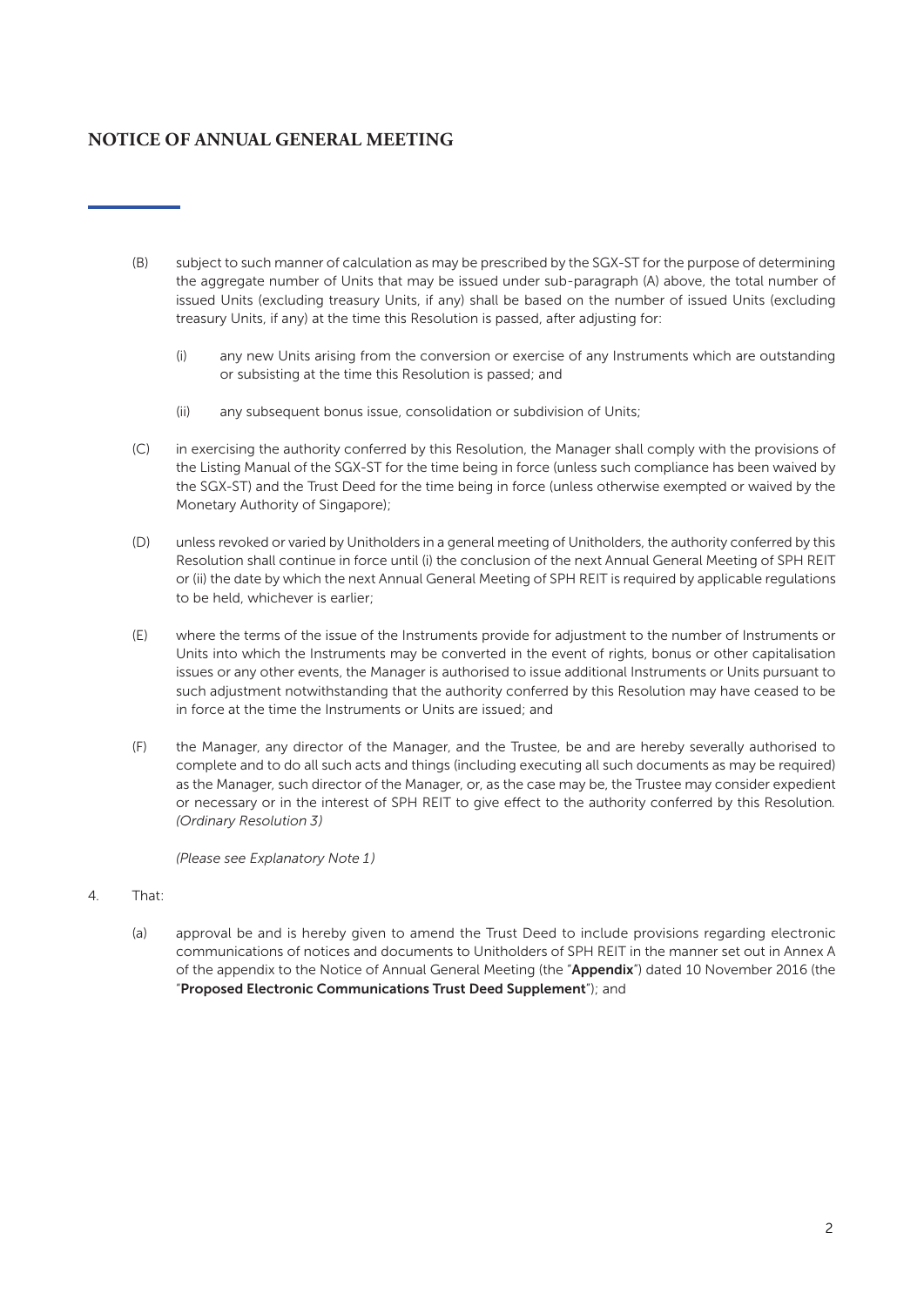## NOTICE OF ANNUAL GENERAL MEETING

(B) subject to such manner of calculation as may be prescribed by the SGX-ST for the purpose of determining the aggregate number of Units that may be issued under sub-paragraph (A) above, the total number of issued Units (excluding treasury Units, if any) shall be based on the number of issued Units (excluding treasury Units, if any) at the time this Resolution is passed, after adjusting for:

(i) any new Units arising from the conversion or exercise of any Instruments which are outstanding or subsisting at the time this Resolution is passed; and

(ii) any subsequent bonus issue, consolidation or subdivision of Units;

(C) in exercising the authority conferred by this Resolution, the Manager shall comply with the provisions of the Listing Manual of the SGX-ST for the time being in force (unless such compliance has been waived by the SGX-ST) and the Trust Deed for the time being in force (unless otherwise exempted or waived by the Monetary Authority of Singapore);

(D) unless revoked or varied by Unitholders in a general meeting of Unitholders, the authority conferred by this Resolution shall continue in force until (i) the conclusion of the next Annual General Meeting of SPH REIT or (ii) the date by which the next Annual General Meeting of SPH REIT is required by applicable regulations to be held, whichever is earlier;

(E) where the terms of the issue of the Instruments provide for adjustment to the number of Instruments or Units into which the Instruments may be converted in the event of rights, bonus or other capitalisation issues or any other events, the Manager is authorised to issue additional Instruments or Units pursuant to such adjustment notwithstanding that the authority conferred by this Resolution may have ceased to be in force at the time the Instruments or Units are issued; and

(F) the Manager, any director of the Manager, and the Trustee, be and are hereby severally authorised to complete and to do all such acts and things (including executing all such documents as may be required) as the Manager, such director of the Manager, or, as the case may be, the Trustee may consider expedient or necessary or in the interest of SPH REIT to give effect to the authority conferred by this Resolution. *(Ordinary Resolution 3)*

*(Please see Explanatory Note 1)*

4. That:

(a) approval be and is hereby given to amend the Trust Deed to include provisions regarding electronic communications of notices and documents to Unitholders of SPH REIT in the manner set out in Annex A of the appendix to the Notice of Annual General Meeting (the "**Appendix**") dated 10 November 2016 (the "**Proposed Electronic Communications Trust Deed Supplement**"); and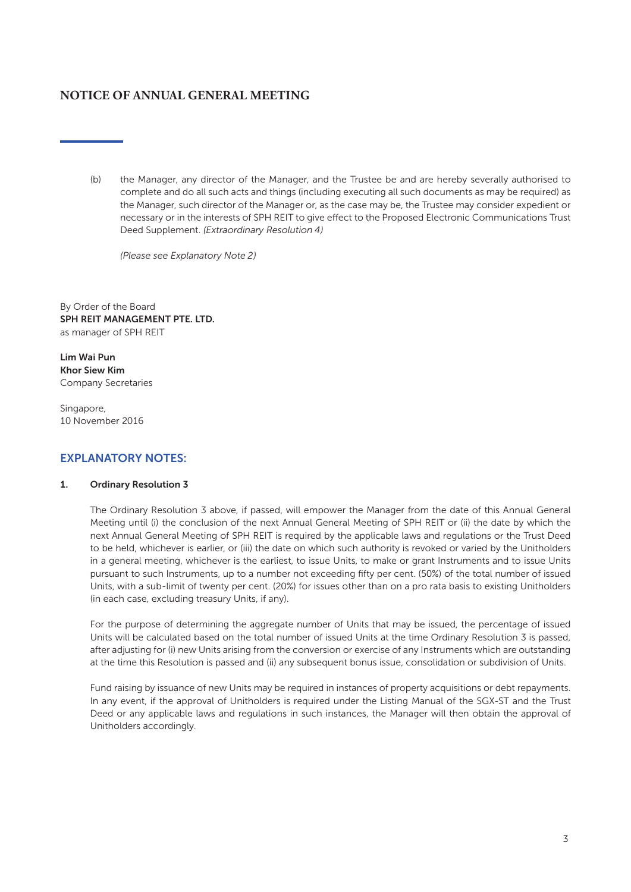## NOTICE OF ANNUAL GENERAL MEETING

(b) the Manager, any director of the Manager, and the Trustee be and are hereby severally authorised to complete and do all such acts and things (including executing all such documents as may be required) as the Manager, such director of the Manager or, as the case may be, the Trustee may consider expedient or necessary or in the interests of SPH REIT to give effect to the Proposed Electronic Communications Trust Deed Supplement. *(Extraordinary Resolution 4)*

*(Please see Explanatory Note 2)*

By Order of the Board
**SPH REIT MANAGEMENT PTE. LTD.**
as manager of SPH REIT

**Lim Wai Pun**
**Khor Siew Kim**
Company Secretaries

Singapore,
10 November 2016

## EXPLANATORY NOTES:

**1. Ordinary Resolution 3**

The Ordinary Resolution 3 above, if passed, will empower the Manager from the date of this Annual General Meeting until (i) the conclusion of the next Annual General Meeting of SPH REIT or (ii) the date by which the next Annual General Meeting of SPH REIT is required by the applicable laws and regulations or the Trust Deed to be held, whichever is earlier, or (iii) the date on which such authority is revoked or varied by the Unitholders in a general meeting, whichever is the earliest, to issue Units, to make or grant Instruments and to issue Units pursuant to such Instruments, up to a number not exceeding fifty per cent. (50%) of the total number of issued Units, with a sub-limit of twenty per cent. (20%) for issues other than on a pro rata basis to existing Unitholders (in each case, excluding treasury Units, if any).

For the purpose of determining the aggregate number of Units that may be issued, the percentage of issued Units will be calculated based on the total number of issued Units at the time Ordinary Resolution 3 is passed, after adjusting for (i) new Units arising from the conversion or exercise of any Instruments which are outstanding at the time this Resolution is passed and (ii) any subsequent bonus issue, consolidation or subdivision of Units.

Fund raising by issuance of new Units may be required in instances of property acquisitions or debt repayments. In any event, if the approval of Unitholders is required under the Listing Manual of the SGX-ST and the Trust Deed or any applicable laws and regulations in such instances, the Manager will then obtain the approval of Unitholders accordingly.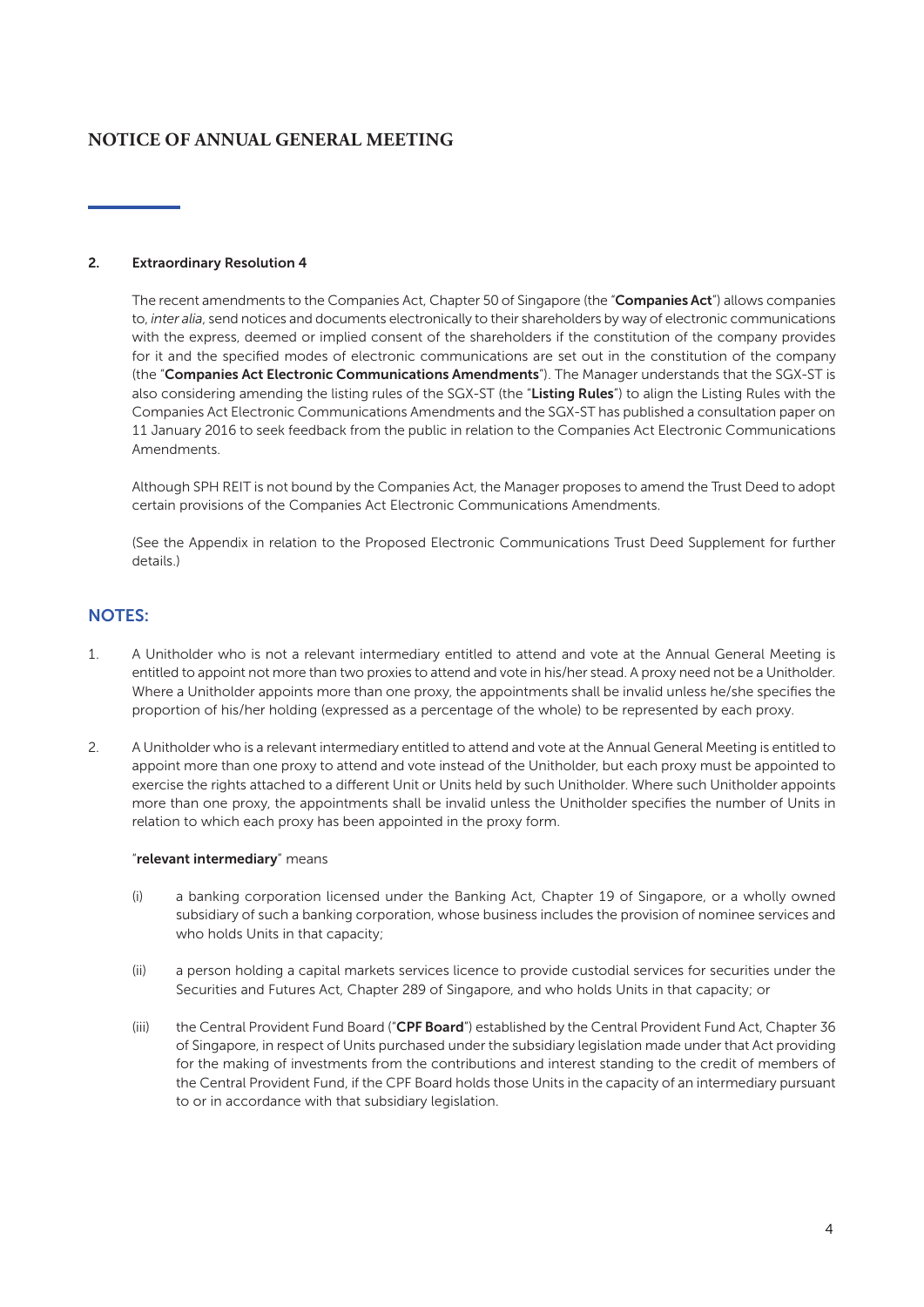# NOTICE OF ANNUAL GENERAL MEETING

2. **Extraordinary Resolution 4**

   The recent amendments to the Companies Act, Chapter 50 of Singapore (the "**Companies Act**") allows companies to, *inter alia*, send notices and documents electronically to their shareholders by way of electronic communications with the express, deemed or implied consent of the shareholders if the constitution of the company provides for it and the specified modes of electronic communications are set out in the constitution of the company (the "**Companies Act Electronic Communications Amendments**"). The Manager understands that the SGX-ST is also considering amending the listing rules of the SGX-ST (the "**Listing Rules**") to align the Listing Rules with the Companies Act Electronic Communications Amendments and the SGX-ST has published a consultation paper on 11 January 2016 to seek feedback from the public in relation to the Companies Act Electronic Communications Amendments.

   Although SPH REIT is not bound by the Companies Act, the Manager proposes to amend the Trust Deed to adopt certain provisions of the Companies Act Electronic Communications Amendments.

   (See the Appendix in relation to the Proposed Electronic Communications Trust Deed Supplement for further details.)

## NOTES:

1. A Unitholder who is not a relevant intermediary entitled to attend and vote at the Annual General Meeting is entitled to appoint not more than two proxies to attend and vote in his/her stead. A proxy need not be a Unitholder. Where a Unitholder appoints more than one proxy, the appointments shall be invalid unless he/she specifies the proportion of his/her holding (expressed as a percentage of the whole) to be represented by each proxy.

2. A Unitholder who is a relevant intermediary entitled to attend and vote at the Annual General Meeting is entitled to appoint more than one proxy to attend and vote instead of the Unitholder, but each proxy must be appointed to exercise the rights attached to a different Unit or Units held by such Unitholder. Where such Unitholder appoints more than one proxy, the appointments shall be invalid unless the Unitholder specifies the number of Units in relation to which each proxy has been appointed in the proxy form.

   "**relevant intermediary**" means

   (i) a banking corporation licensed under the Banking Act, Chapter 19 of Singapore, or a wholly owned subsidiary of such a banking corporation, whose business includes the provision of nominee services and who holds Units in that capacity;

   (ii) a person holding a capital markets services licence to provide custodial services for securities under the Securities and Futures Act, Chapter 289 of Singapore, and who holds Units in that capacity; or

   (iii) the Central Provident Fund Board ("**CPF Board**") established by the Central Provident Fund Act, Chapter 36 of Singapore, in respect of Units purchased under the subsidiary legislation made under that Act providing for the making of investments from the contributions and interest standing to the credit of members of the Central Provident Fund, if the CPF Board holds those Units in the capacity of an intermediary pursuant to or in accordance with that subsidiary legislation.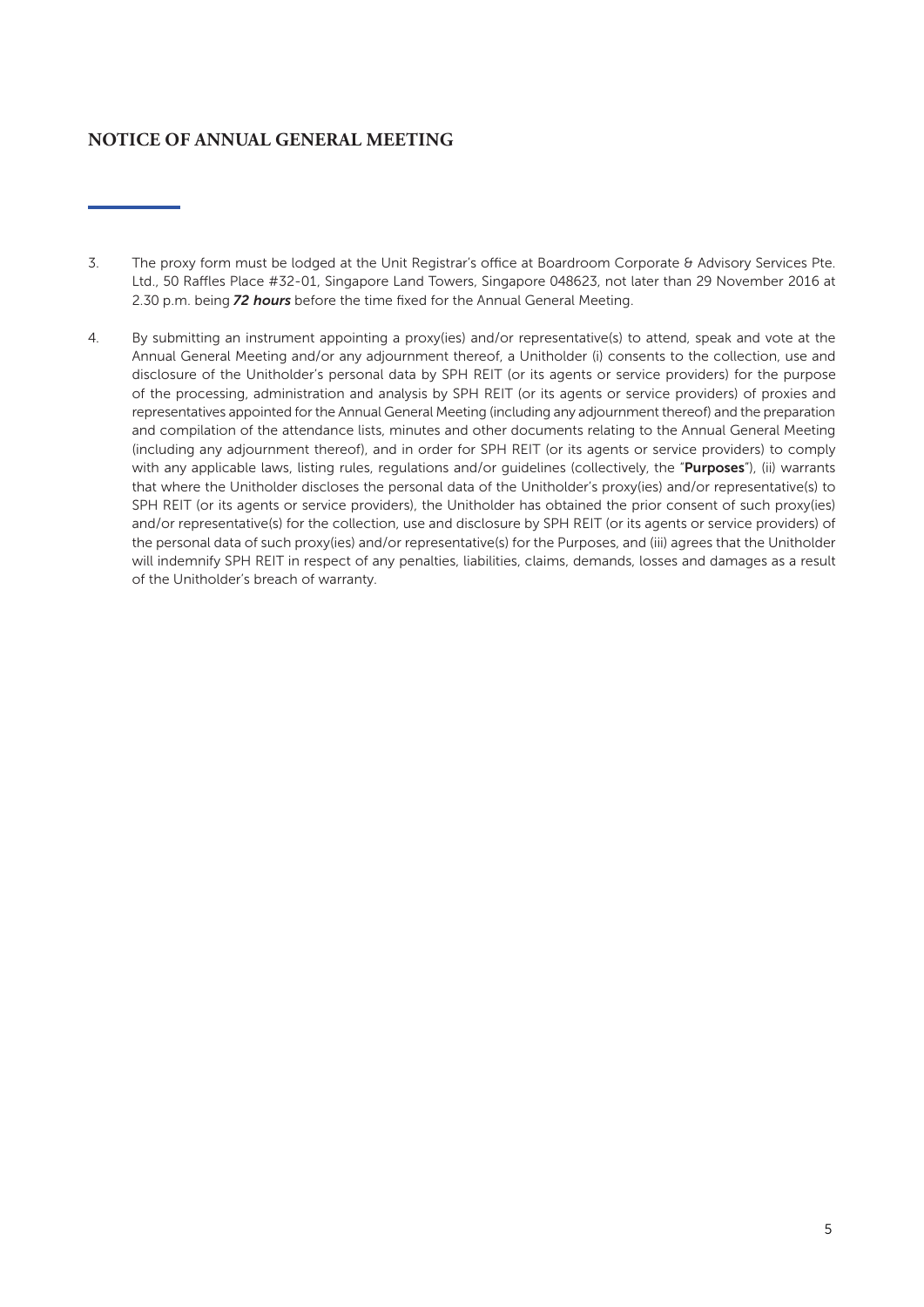## NOTICE OF ANNUAL GENERAL MEETING

3. The proxy form must be lodged at the Unit Registrar's office at Boardroom Corporate & Advisory Services Pte. Ltd., 50 Raffles Place #32-01, Singapore Land Towers, Singapore 048623, not later than 29 November 2016 at 2.30 p.m. being ***72 hours*** before the time fixed for the Annual General Meeting.

4. By submitting an instrument appointing a proxy(ies) and/or representative(s) to attend, speak and vote at the Annual General Meeting and/or any adjournment thereof, a Unitholder (i) consents to the collection, use and disclosure of the Unitholder's personal data by SPH REIT (or its agents or service providers) for the purpose of the processing, administration and analysis by SPH REIT (or its agents or service providers) of proxies and representatives appointed for the Annual General Meeting (including any adjournment thereof) and the preparation and compilation of the attendance lists, minutes and other documents relating to the Annual General Meeting (including any adjournment thereof), and in order for SPH REIT (or its agents or service providers) to comply with any applicable laws, listing rules, regulations and/or guidelines (collectively, the "**Purposes**"), (ii) warrants that where the Unitholder discloses the personal data of the Unitholder's proxy(ies) and/or representative(s) to SPH REIT (or its agents or service providers), the Unitholder has obtained the prior consent of such proxy(ies) and/or representative(s) for the collection, use and disclosure by SPH REIT (or its agents or service providers) of the personal data of such proxy(ies) and/or representative(s) for the Purposes, and (iii) agrees that the Unitholder will indemnify SPH REIT in respect of any penalties, liabilities, claims, demands, losses and damages as a result of the Unitholder's breach of warranty.